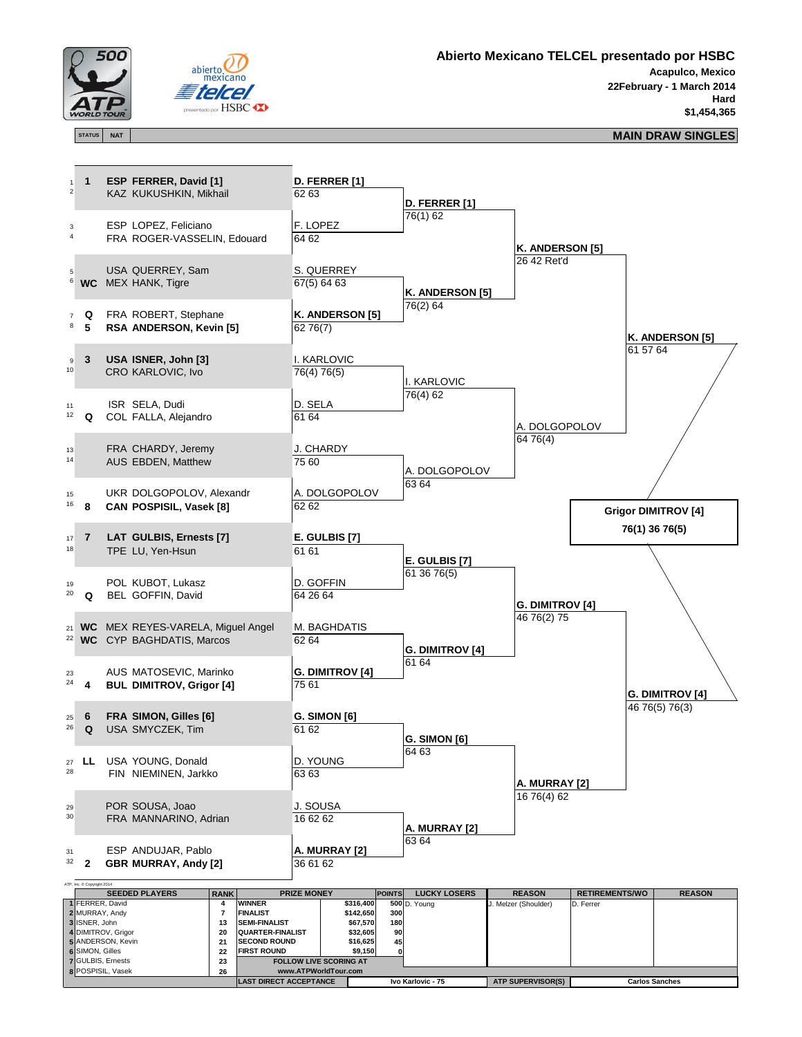# Abierto Mexicano TELCEL presentado por HSBC

**Acapulco, Mexico**
**22February - 1 March 2014**
**Hard**
**$1,454,365**

## MAIN DRAW SINGLES

| # | STATUS | NAT | Player | Round 1 | Round 2 | Quarterfinals | Semifinals |
|---|---|---|---|---|---|---|---|
| 1 | 1 | ESP | **FERRER, David [1]** | **D. FERRER [1]** 62 63 | **D. FERRER [1]** 76(1) 62 | **K. ANDERSON [5]** 26 42 Ret'd | **K. ANDERSON [5]** 61 57 64 |
| 2 | | KAZ | KUKUSHKIN, Mikhail | | | | |
| 3 | | ESP | LOPEZ, Feliciano | F. LOPEZ 64 62 | | | |
| 4 | | FRA | ROGER-VASSELIN, Edouard | | | | |
| 5 | | USA | QUERREY, Sam | S. QUERREY 67(5) 64 63 | **K. ANDERSON [5]** 76(2) 64 | | |
| 6 | WC | MEX | HANK, Tigre | | | | |
| 7 | Q | FRA | ROBERT, Stephane | **K. ANDERSON [5]** 62 76(7) | | | |
| 8 | 5 | RSA | **ANDERSON, Kevin [5]** | | | | |
| 9 | 3 | USA | **ISNER, John [3]** | I. KARLOVIC 76(4) 76(5) | I. KARLOVIC 76(4) 62 | A. DOLGOPOLOV 64 76(4) | |
| 10 | | CRO | KARLOVIC, Ivo | | | | |
| 11 | | ISR | SELA, Dudi | D. SELA 61 64 | | | |
| 12 | Q | COL | FALLA, Alejandro | | | | |
| 13 | | FRA | CHARDY, Jeremy | J. CHARDY 75 60 | A. DOLGOPOLOV 63 64 | | |
| 14 | | AUS | EBDEN, Matthew | | | | |
| 15 | | UKR | DOLGOPOLOV, Alexandr | A. DOLGOPOLOV 62 62 | | | |
| 16 | 8 | CAN | **POSPISIL, Vasek [8]** | | | | |
| 17 | 7 | LAT | **GULBIS, Ernests [7]** | **E. GULBIS [7]** 61 61 | **E. GULBIS [7]** 61 36 76(5) | **G. DIMITROV [4]** 46 76(2) 75 | **G. DIMITROV [4]** 46 76(5) 76(3) |
| 18 | | TPE | LU, Yen-Hsun | | | | |
| 19 | | POL | KUBOT, Lukasz | D. GOFFIN 64 26 64 | | | |
| 20 | Q | BEL | GOFFIN, David | | | | |
| 21 | WC | MEX | REYES-VARELA, Miguel Angel | M. BAGHDATIS 62 64 | **G. DIMITROV [4]** 61 64 | | |
| 22 | WC | CYP | BAGHDATIS, Marcos | | | | |
| 23 | | AUS | MATOSEVIC, Marinko | **G. DIMITROV [4]** 75 61 | | | |
| 24 | 4 | BUL | **DIMITROV, Grigor [4]** | | | | |
| 25 | 6 | FRA | **SIMON, Gilles [6]** | **G. SIMON [6]** 61 62 | **G. SIMON [6]** 64 63 | **A. MURRAY [2]** 16 76(4) 62 | |
| 26 | Q | USA | SMYCZEK, Tim | | | | |
| 27 | LL | USA | YOUNG, Donald | D. YOUNG 63 63 | | | |
| 28 | | FIN | NIEMINEN, Jarkko | | | | |
| 29 | | POR | SOUSA, Joao | J. SOUSA 16 62 62 | **A. MURRAY [2]** 63 64 | | |
| 30 | | FRA | MANNARINO, Adrian | | | | |
| 31 | | ESP | ANDUJAR, Pablo | **A. MURRAY [2]** 36 61 62 | | | |
| 32 | 2 | GBR | **MURRAY, Andy [2]** | | | | |

**Final:** **Grigor DIMITROV [4]** 76(1) 36 76(5)

ATP, Inc. © Copyright 2014

| | SEEDED PLAYERS | RANK | PRIZE MONEY | | POINTS | LUCKY LOSERS | REASON | RETIREMENTS/WO | REASON |
|---|---|---|---|---|---|---|---|---|---|
| 1 | FERRER, David | 4 | WINNER | $316,400 | 500 | D. Young | J. Melzer (Shoulder) | D. Ferrer | |
| 2 | MURRAY, Andy | 7 | FINALIST | $142,650 | 300 | | | | |
| 3 | ISNER, John | 13 | SEMI-FINALIST | $67,570 | 180 | | | | |
| 4 | DIMITROV, Grigor | 20 | QUARTER-FINALIST | $32,605 | 90 | | | | |
| 5 | ANDERSON, Kevin | 21 | SECOND ROUND | $16,625 | 45 | | | | |
| 6 | SIMON, Gilles | 22 | FIRST ROUND | $9,150 | 0 | | | | |
| 7 | GULBIS, Ernests | 23 | FOLLOW LIVE SCORING AT | | | | | | |
| 8 | POSPISIL, Vasek | 26 | www.ATPWorldTour.com | | | | | | |

LAST DIRECT ACCEPTANCE: Ivo Karlovic - 75 | ATP SUPERVISOR(S): Carlos Sanches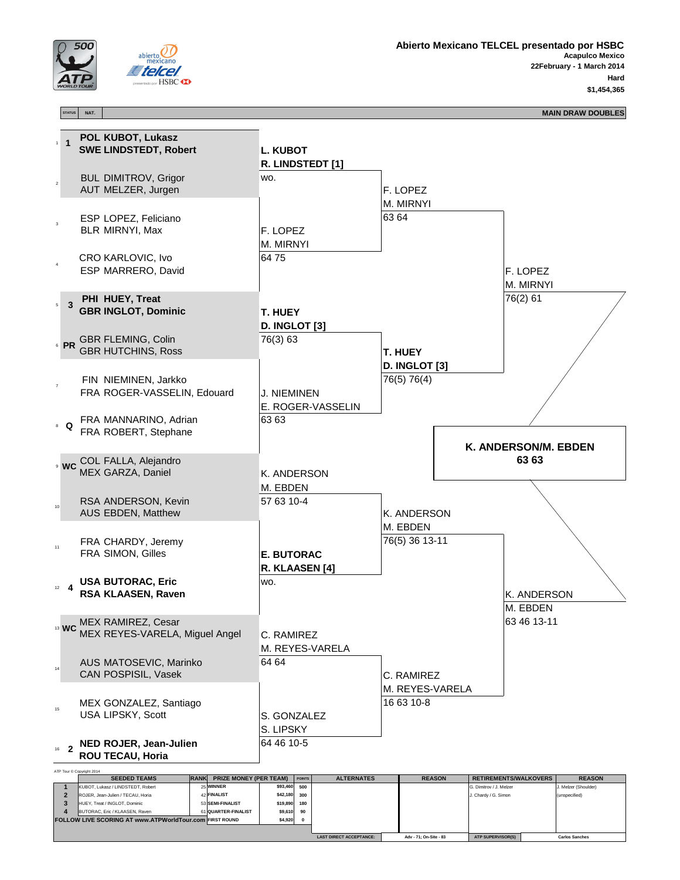**Abierto Mexicano TELCEL presentado por HSBC**
**Acapulco Mexico**
**22February - 1 March 2014**
**Hard**
**$1,454,365**

## MAIN DRAW DOUBLES

| STATUS | | NAT. | Players |
|---|---|---|---|
| 1 | 1 | POL / SWE | **KUBOT, Lukasz / LINDSTEDT, Robert** |
| 2 | | BUL / AUT | DIMITROV, Grigor / MELZER, Jurgen |
| 3 | | ESP / BLR | LOPEZ, Feliciano / MIRNYI, Max |
| 4 | | CRO / ESP | KARLOVIC, Ivo / MARRERO, David |
| 5 | 3 | PHI / GBR | **HUEY, Treat / INGLOT, Dominic** |
| 6 | PR | GBR / GBR | FLEMING, Colin / HUTCHINS, Ross |
| 7 | | FIN / FRA | NIEMINEN, Jarkko / ROGER-VASSELIN, Edouard |
| 8 | Q | FRA / FRA | MANNARINO, Adrian / ROBERT, Stephane |
| 9 | WC | COL / MEX | FALLA, Alejandro / GARZA, Daniel |
| 10 | | RSA / AUS | ANDERSON, Kevin / EBDEN, Matthew |
| 11 | | FRA / FRA | CHARDY, Jeremy / SIMON, Gilles |
| 12 | 4 | USA / RSA | **BUTORAC, Eric / KLAASEN, Raven** |
| 13 | WC | MEX / MEX | RAMIREZ, Cesar / REYES-VARELA, Miguel Angel |
| 14 | | AUS / CAN | MATOSEVIC, Marinko / POSPISIL, Vasek |
| 15 | | MEX / USA | GONZALEZ, Santiago / LIPSKY, Scott |
| 16 | 2 | NED / ROU | **ROJER, Jean-Julien / TECAU, Horia** |

### First Round
- **L. KUBOT / R. LINDSTEDT [1]** wo.
- F. LOPEZ / M. MIRNYI 64 75
- **T. HUEY / D. INGLOT [3]** 76(3) 63
- J. NIEMINEN / E. ROGER-VASSELIN 63 63
- K. ANDERSON / M. EBDEN 57 63 10-4
- **E. BUTORAC / R. KLAASEN [4]** wo.
- C. RAMIREZ / M. REYES-VARELA 64 64
- S. GONZALEZ / S. LIPSKY 64 46 10-5

### Quarterfinals
- F. LOPEZ / M. MIRNYI 63 64
- **T. HUEY / D. INGLOT [3]** 76(5) 76(4)
- K. ANDERSON / M. EBDEN 76(5) 36 13-11
- C. RAMIREZ / M. REYES-VARELA 16 63 10-8

### Semifinals
- F. LOPEZ / M. MIRNYI 76(2) 61
- K. ANDERSON / M. EBDEN 63 46 13-11

### Winner
**K. ANDERSON/M. EBDEN**
**63 63**

ATP Tour © Copyright 2014

| | SEEDED TEAMS | RANK | PRIZE MONEY (PER TEAM) | | POINTS |
|---|---|---|---|---|---|
| 1 | KUBOT, Lukasz / LINDSTEDT, Robert | 25 | WINNER | $93,460 | 500 |
| 2 | ROJER, Jean-Julien / TECAU, Horia | 42 | FINALIST | $42,180 | 300 |
| 3 | HUEY, Treat / INGLOT, Dominic | 53 | SEMI-FINALIST | $19,890 | 180 |
| 4 | BUTORAC, Eric / KLAASEN, Raven | 61 | QUARTER-FINALIST | $9,610 | 90 |
| | FOLLOW LIVE SCORING AT www.ATPWorldTour.com | | FIRST ROUND | $4,920 | 0 |

| ALTERNATES | REASON | RETIREMENTS/WALKOVERS | REASON |
|---|---|---|---|
| | | G. Dimitrov / J. Melzer | J. Melzer (Shoulder) |
| | | J. Chardy / G. Simon | (unspecified) |

LAST DIRECT ACCEPTANCE: Adv - 71; On-Site - 83

ATP SUPERVISOR(S): Carlos Sanches